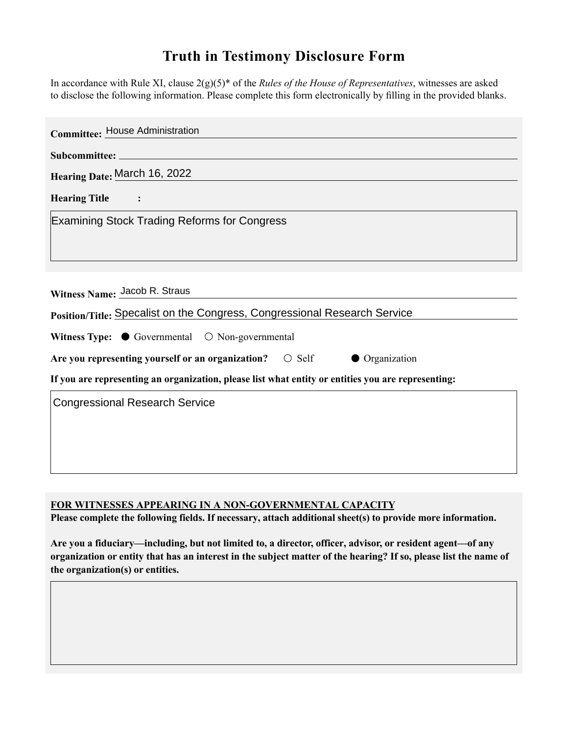# Truth in Testimony Disclosure Form

In accordance with Rule XI, clause 2(g)(5)* of the *Rules of the House of Representatives*, witnesses are asked to disclose the following information. Please complete this form electronically by filling in the provided blanks.

**Committee:** House Administration

**Subcommittee:**

**Hearing Date:** March 16, 2022

**Hearing Title:**

Examining Stock Trading Reforms for Congress

**Witness Name:** Jacob R. Straus

**Position/Title:** Specalist on the Congress, Congressional Research Service

**Witness Type:** ● Governmental ○ Non-governmental

**Are you representing yourself or an organization?** ○ Self ● Organization

**If you are representing an organization, please list what entity or entities you are representing:**

Congressional Research Service

**FOR WITNESSES APPEARING IN A NON-GOVERNMENTAL CAPACITY**

**Please complete the following fields. If necessary, attach additional sheet(s) to provide more information.**

**Are you a fiduciary—including, but not limited to, a director, officer, advisor, or resident agent—of any organization or entity that has an interest in the subject matter of the hearing? If so, please list the name of the organization(s) or entities.**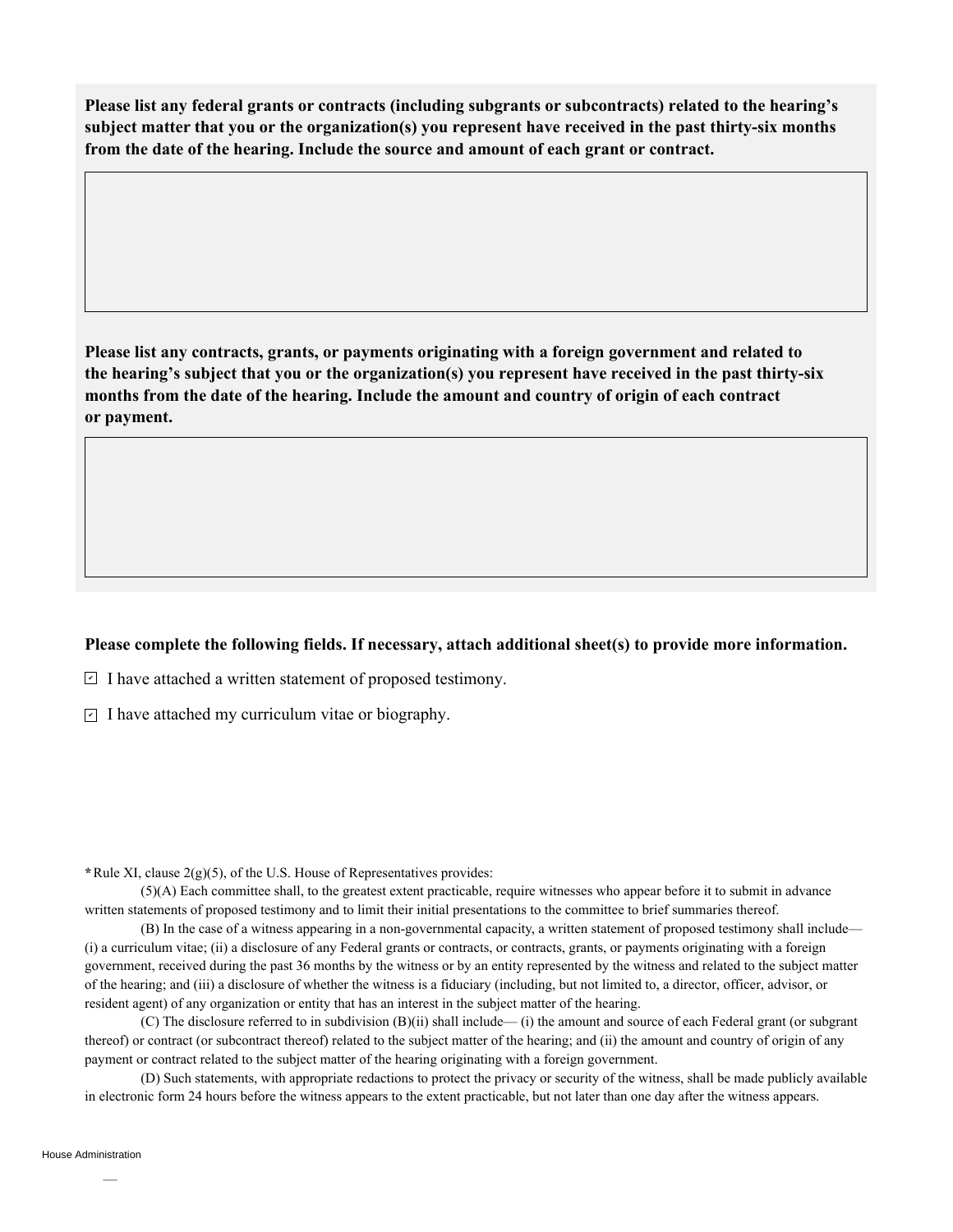**Please list any federal grants or contracts (including subgrants or subcontracts) related to the hearing's subject matter that you or the organization(s) you represent have received in the past thirty-six months from the date of the hearing. Include the source and amount of each grant or contract.**

**Please list any contracts, grants, or payments originating with a foreign government and related to the hearing's subject that you or the organization(s) you represent have received in the past thirty-six months from the date of the hearing. Include the amount and country of origin of each contract or payment.**

**Please complete the following fields. If necessary, attach additional sheet(s) to provide more information.**

- [x] I have attached a written statement of proposed testimony.
- [x] I have attached my curriculum vitae or biography.

**\***Rule XI, clause 2(g)(5), of the U.S. House of Representatives provides:

(5)(A) Each committee shall, to the greatest extent practicable, require witnesses who appear before it to submit in advance written statements of proposed testimony and to limit their initial presentations to the committee to brief summaries thereof.

(B) In the case of a witness appearing in a non-governmental capacity, a written statement of proposed testimony shall include— (i) a curriculum vitae; (ii) a disclosure of any Federal grants or contracts, or contracts, grants, or payments originating with a foreign government, received during the past 36 months by the witness or by an entity represented by the witness and related to the subject matter of the hearing; and (iii) a disclosure of whether the witness is a fiduciary (including, but not limited to, a director, officer, advisor, or resident agent) of any organization or entity that has an interest in the subject matter of the hearing.

(C) The disclosure referred to in subdivision (B)(ii) shall include— (i) the amount and source of each Federal grant (or subgrant thereof) or contract (or subcontract thereof) related to the subject matter of the hearing; and (ii) the amount and country of origin of any payment or contract related to the subject matter of the hearing originating with a foreign government.

(D) Such statements, with appropriate redactions to protect the privacy or security of the witness, shall be made publicly available in electronic form 24 hours before the witness appears to the extent practicable, but not later than one day after the witness appears.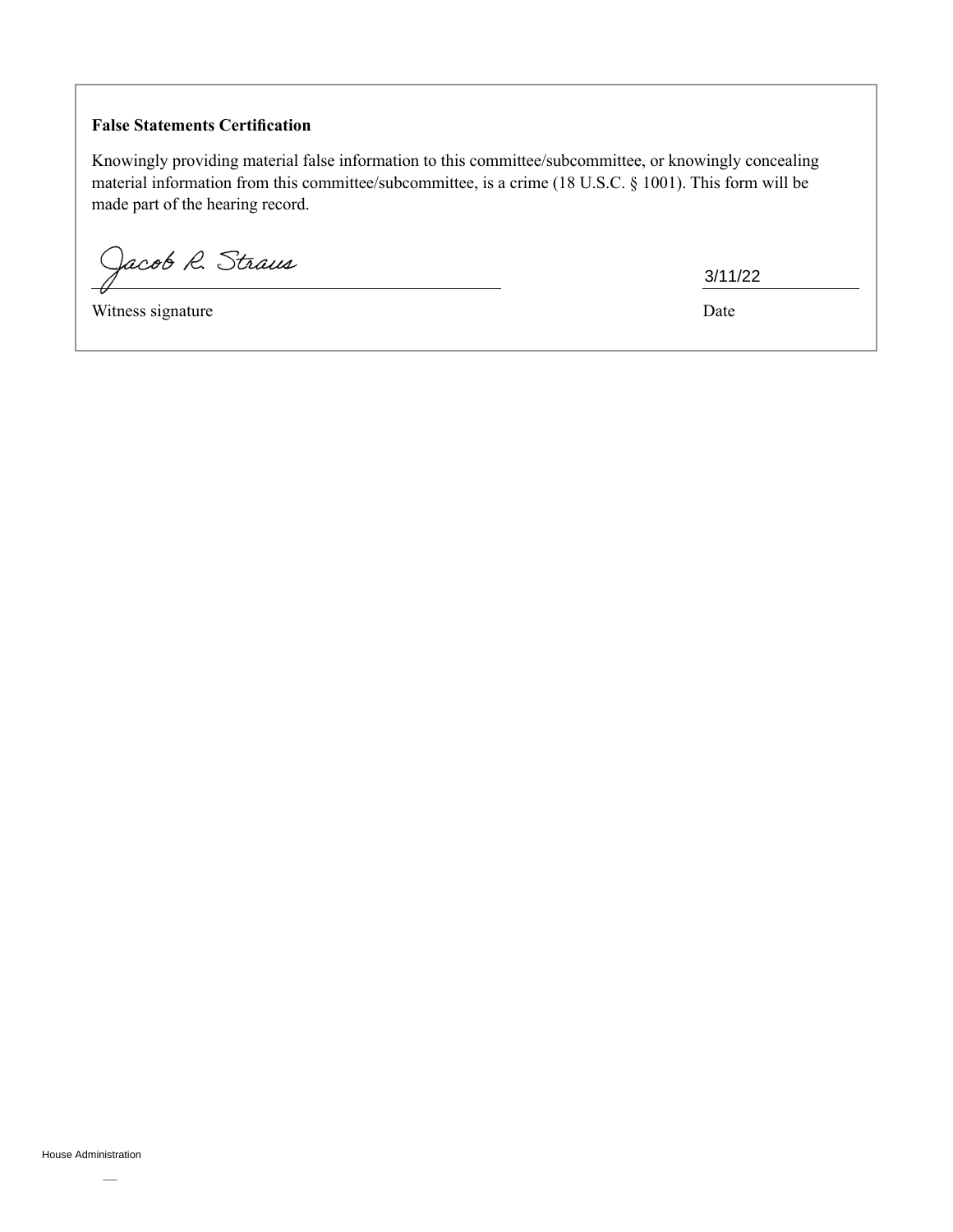**False Statements Certification**

Knowingly providing material false information to this committee/subcommittee, or knowingly concealing material information from this committee/subcommittee, is a crime (18 U.S.C. § 1001). This form will be made part of the hearing record.

Jacob R. Straus

Witness signature

3/11/22

Date